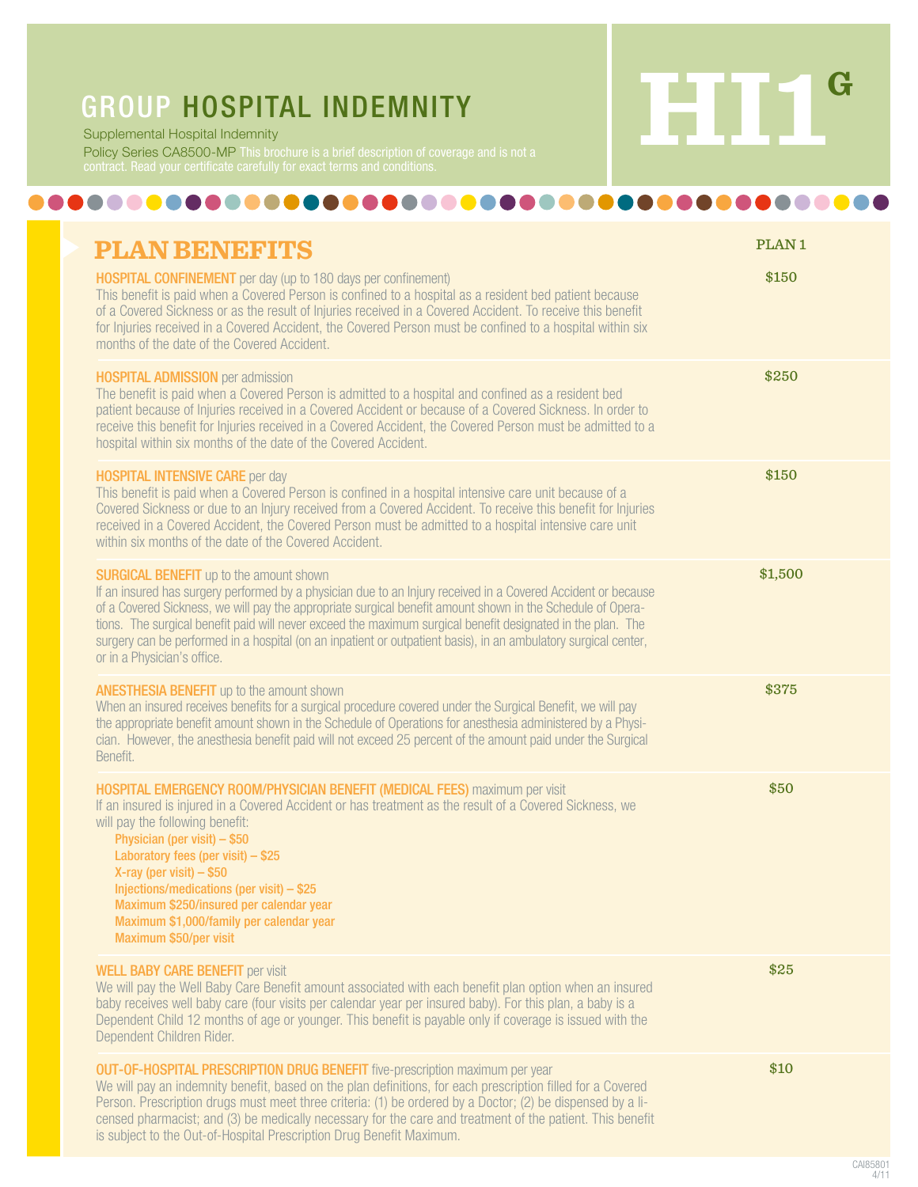# GROUP HOSPITAL INDEMNITY

Supplemental Hospital Indemnity

Policy Series CA8500-MP This brochure is a brief description of coverage and is not a contract. Read your certificate carefully for exact terms and conditions.

**HI1G**

## PLAN BENEFITS

| PLAN BENEFITS | PLAN 1 |
|---|---|
| **HOSPITAL CONFINEMENT** per day (up to 180 days per confinement)<br>This benefit is paid when a Covered Person is confined to a hospital as a resident bed patient because of a Covered Sickness or as the result of Injuries received in a Covered Accident. To receive this benefit for Injuries received in a Covered Accident, the Covered Person must be confined to a hospital within six months of the date of the Covered Accident. | $150 |
| **HOSPITAL ADMISSION** per admission<br>The benefit is paid when a Covered Person is admitted to a hospital and confined as a resident bed patient because of Injuries received in a Covered Accident or because of a Covered Sickness. In order to receive this benefit for Injuries received in a Covered Accident, the Covered Person must be admitted to a hospital within six months of the date of the Covered Accident. | $250 |
| **HOSPITAL INTENSIVE CARE** per day<br>This benefit is paid when a Covered Person is confined in a hospital intensive care unit because of a Covered Sickness or due to an Injury received from a Covered Accident. To receive this benefit for Injuries received in a Covered Accident, the Covered Person must be admitted to a hospital intensive care unit within six months of the date of the Covered Accident. | $150 |
| **SURGICAL BENEFIT** up to the amount shown<br>If an insured has surgery performed by a physician due to an Injury received in a Covered Accident or because of a Covered Sickness, we will pay the appropriate surgical benefit amount shown in the Schedule of Operations. The surgical benefit paid will never exceed the maximum surgical benefit designated in the plan. The surgery can be performed in a hospital (on an inpatient or outpatient basis), in an ambulatory surgical center, or in a Physician's office. | $1,500 |
| **ANESTHESIA BENEFIT** up to the amount shown<br>When an insured receives benefits for a surgical procedure covered under the Surgical Benefit, we will pay the appropriate benefit amount shown in the Schedule of Operations for anesthesia administered by a Physician. However, the anesthesia benefit paid will not exceed 25 percent of the amount paid under the Surgical Benefit. | $375 |
| **HOSPITAL EMERGENCY ROOM/PHYSICIAN BENEFIT (MEDICAL FEES)** maximum per visit<br>If an insured is injured in a Covered Accident or has treatment as the result of a Covered Sickness, we will pay the following benefit:<br>**Physician (per visit) – $50**<br>**Laboratory fees (per visit) – $25**<br>**X-ray (per visit) – $50**<br>**Injections/medications (per visit) – $25**<br>**Maximum $250/insured per calendar year**<br>**Maximum $1,000/family per calendar year**<br>**Maximum $50/per visit** | $50 |
| **WELL BABY CARE BENEFIT** per visit<br>We will pay the Well Baby Care Benefit amount associated with each benefit plan option when an insured baby receives well baby care (four visits per calendar year per insured baby). For this plan, a baby is a Dependent Child 12 months of age or younger. This benefit is payable only if coverage is issued with the Dependent Children Rider. | $25 |
| **OUT-OF-HOSPITAL PRESCRIPTION DRUG BENEFIT** five-prescription maximum per year<br>We will pay an indemnity benefit, based on the plan definitions, for each prescription filled for a Covered Person. Prescription drugs must meet three criteria: (1) be ordered by a Doctor; (2) be dispensed by a licensed pharmacist; and (3) be medically necessary for the care and treatment of the patient. This benefit is subject to the Out-of-Hospital Prescription Drug Benefit Maximum. | $10 |

CAI85801
4/11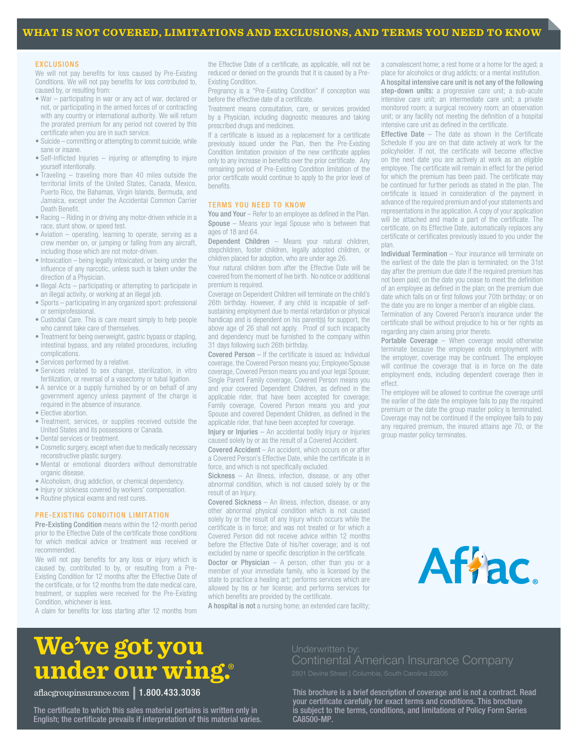# WHAT IS NOT COVERED, LIMITATIONS AND EXCLUSIONS, AND TERMS YOU NEED TO KNOW

## EXCLUSIONS

We will not pay benefits for loss caused by Pre-Existing Conditions. We will not pay benefits for loss contributed to, caused by, or resulting from:

- War – participating in war or any act of war, declared or not, or participating in the armed forces of or contracting with any country or international authority. We will return the prorated premium for any period not covered by this certificate when you are in such service.
- Suicide – committing or attempting to commit suicide, while sane or insane.
- Self-Inflicted Injuries – injuring or attempting to injure yourself intentionally.
- Traveling – traveling more than 40 miles outside the territorial limits of the United States, Canada, Mexico, Puerto Rico, the Bahamas, Virgin Islands, Bermuda, and Jamaica, except under the Accidental Common Carrier Death Benefit.
- Racing – Riding in or driving any motor-driven vehicle in a race, stunt show, or speed test.
- Aviation – operating, learning to operate, serving as a crew member on, or jumping or falling from any aircraft, including those which are not motor-driven.
- Intoxication – being legally intoxicated, or being under the influence of any narcotic, unless such is taken under the direction of a Physician.
- Illegal Acts – participating or attempting to participate in an illegal activity, or working at an illegal job.
- Sports – participating in any organized sport: professional or semiprofessional.
- Custodial Care. This is care meant simply to help people who cannot take care of themselves.
- Treatment for being overweight, gastric bypass or stapling, intestinal bypass, and any related procedures, including complications.
- Services performed by a relative.
- Services related to sex change, sterilization, in vitro fertilization, or reversal of a vasectomy or tubal ligation.
- A service or a supply furnished by or on behalf of any government agency unless payment of the charge is required in the absence of insurance.
- Elective abortion.
- Treatment, services, or supplies received outside the United States and its possessions or Canada.
- Dental services or treatment.
- Cosmetic surgery, except when due to medically necessary reconstructive plastic surgery.
- Mental or emotional disorders without demonstrable organic disease.
- Alcoholism, drug addiction, or chemical dependency.
- Injury or sickness covered by workers' compensation.
- Routine physical exams and rest cures.

## PRE-EXISTING CONDITION LIMITATION

**Pre-Existing Condition** means within the 12-month period prior to the Effective Date of the certificate those conditions for which medical advice or treatment was received or recommended.

We will not pay benefits for any loss or injury which is caused by, contributed to by, or resulting from a Pre-Existing Condition for 12 months after the Effective Date of the certificate, or for 12 months from the date medical care, treatment, or supplies were received for the Pre-Existing Condition, whichever is less.

A claim for benefits for loss starting after 12 months from the Effective Date of a certificate, as applicable, will not be reduced or denied on the grounds that it is caused by a Pre-Existing Condition.

Pregnancy is a "Pre-Existing Condition" if conception was before the effective date of a certificate.

Treatment means consultation, care, or services provided by a Physician, including diagnostic measures and taking prescribed drugs and medicines.

If a certificate is issued as a replacement for a certificate previously issued under the Plan, then the Pre-Existing Condition limitation provision of the new certificate applies only to any increase in benefits over the prior certificate. Any remaining period of Pre-Existing Condition limitation of the prior certificate would continue to apply to the prior level of benefits.

## TERMS YOU NEED TO KNOW

**You and Your** – Refer to an employee as defined in the Plan.

**Spouse** – Means your legal Spouse who is between that ages of 18 and 64.

**Dependent Children** – Means your natural children, stepchildren, foster children, legally adopted children, or children placed for adoption, who are under age 26.

Your natural children born after the Effective Date will be covered from the moment of live birth. No notice or additional premium is required.

Coverage on Dependent Children will terminate on the child's 26th birthday. However, if any child is incapable of self-sustaining employment due to mental retardation or physical handicap and is dependent on his parent(s) for support, the above age of 26 shall not apply. Proof of such incapacity and dependency must be furnished to the company within 31 days following such 26th birthday.

**Covered Person** – If the certificate is issued as: Individual coverage, the Covered Person means you; Employee/Spouse coverage, Covered Person means you and your legal Spouse; Single Parent Family coverage, Covered Person means you and your covered Dependent Children, as defined in the applicable rider, that have been accepted for coverage; Family coverage, Covered Person means you and your Spouse and covered Dependent Children, as defined in the applicable rider, that have been accepted for coverage.

**Injury or Injuries** – An accidental bodily Injury or Injuries caused solely by or as the result of a Covered Accident.

**Covered Accident** – An accident, which occurs on or after a Covered Person's Effective Date, while the certificate is in force, and which is not specifically excluded.

**Sickness** – An illness, infection, disease, or any other abnormal condition, which is not caused solely by or the result of an Injury.

**Covered Sickness** – An illness, infection, disease, or any other abnormal physical condition which is not caused solely by or the result of any Injury which occurs while the certificate is in force; and was not treated or for which a Covered Person did not receive advice within 12 months before the Effective Date of his/her coverage; and is not excluded by name or specific description in the certificate.

**Doctor or Physician** – A person, other than you or a member of your immediate family, who is licensed by the state to practice a healing art; performs services which are allowed by his or her license; and performs services for which benefits are provided by the certificate.

**A hospital is not** a nursing home; an extended care facility; a convalescent home; a rest home or a home for the aged; a place for alcoholics or drug addicts; or a mental institution.

**A hospital intensive care unit is not any of the following step-down units:** a progressive care unit; a sub-acute intensive care unit; an intermediate care unit; a private monitored room; a surgical recovery room; an observation unit; or any facility not meeting the definition of a hospital intensive care unit as defined in the certificate.

**Effective Date** – The date as shown in the Certificate Schedule if you are on that date actively at work for the policyholder. If not, the certificate will become effective on the next date you are actively at work as an eligible employee. The certificate will remain in effect for the period for which the premium has been paid. The certificate may be continued for further periods as stated in the plan. The certificate is issued in consideration of the payment in advance of the required premium and of your statements and representations in the application. A copy of your application will be attached and made a part of the certificate. The certificate, on its Effective Date, automatically replaces any certificate or certificates previously issued to you under the plan.

**Individual Termination** – Your insurance will terminate on the earliest of the date the plan is terminated; on the 31st day after the premium due date if the required premium has not been paid; on the date you cease to meet the definition of an employee as defined in the plan; on the premium due date which falls on or first follows your 70th birthday; or on the date you are no longer a member of an eligible class.

Termination of any Covered Person's insurance under the certificate shall be without prejudice to his or her rights as regarding any claim arising prior thereto.

**Portable Coverage** – When coverage would otherwise terminate because the employee ends employment with the employer, coverage may be continued. The employee will continue the coverage that is in force on the date employment ends, including dependent coverage then in effect.

The employee will be allowed to continue the coverage until the earlier of the date the employee fails to pay the required premium or the date the group master policy is terminated. Coverage may not be continued if the employee fails to pay any required premium, the insured attains age 70, or the group master policy terminates.

Aflac®

**We've got you under our wing.®**

aflacgroupinsurance.com | 1.800.433.3036

The certificate to which this sales material pertains is written only in English; the certificate prevails if interpretation of this material varies.

Underwritten by:
Continental American Insurance Company
2801 Devine Street | Columbia, South Carolina 29205

This brochure is a brief description of coverage and is not a contract. Read your certificate carefully for exact terms and conditions. This brochure is subject to the terms, conditions, and limitations of Policy Form Series CA8500-MP.